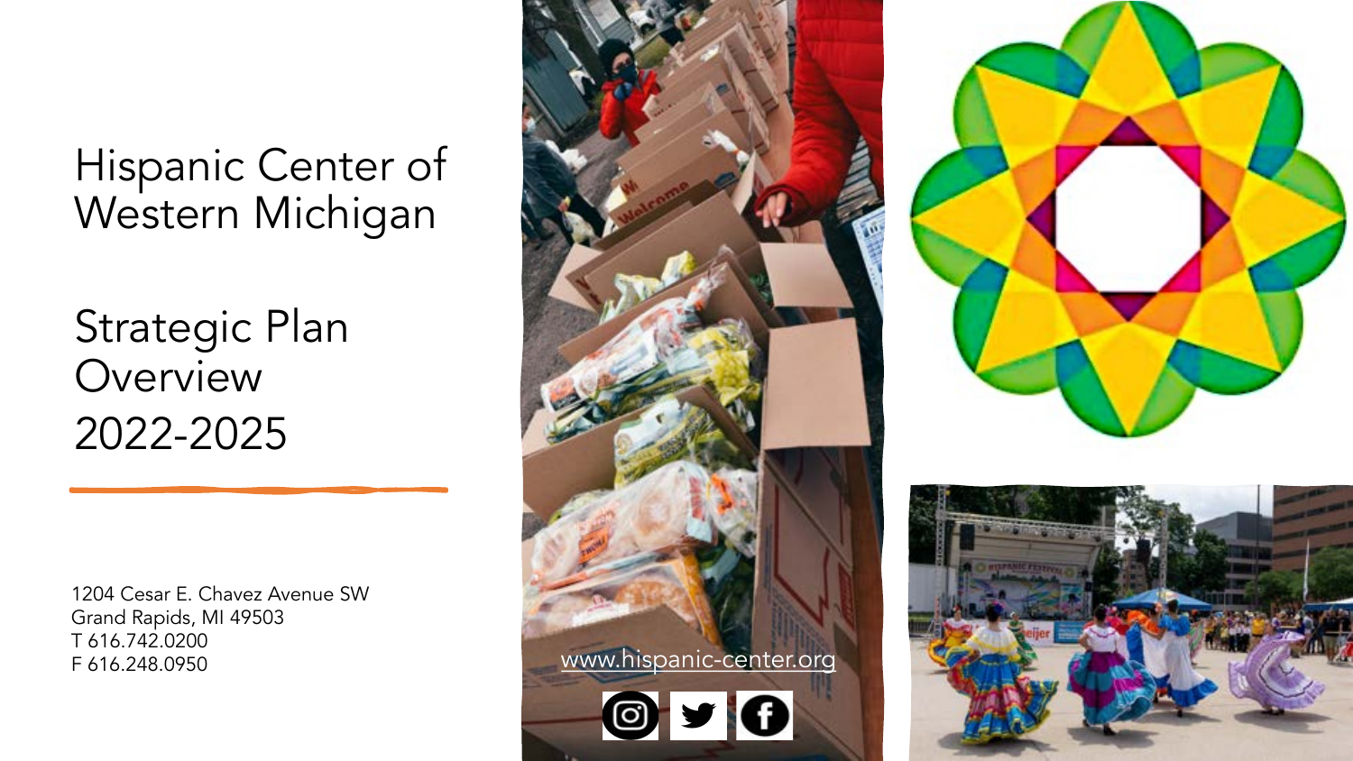# Hispanic Center of Western Michigan

## Strategic Plan Overview 2022-2025

1204 Cesar E. Chavez Avenue SW
Grand Rapids, MI 49503
T 616.742.0200
F 616.248.0950

www.hispanic-center.org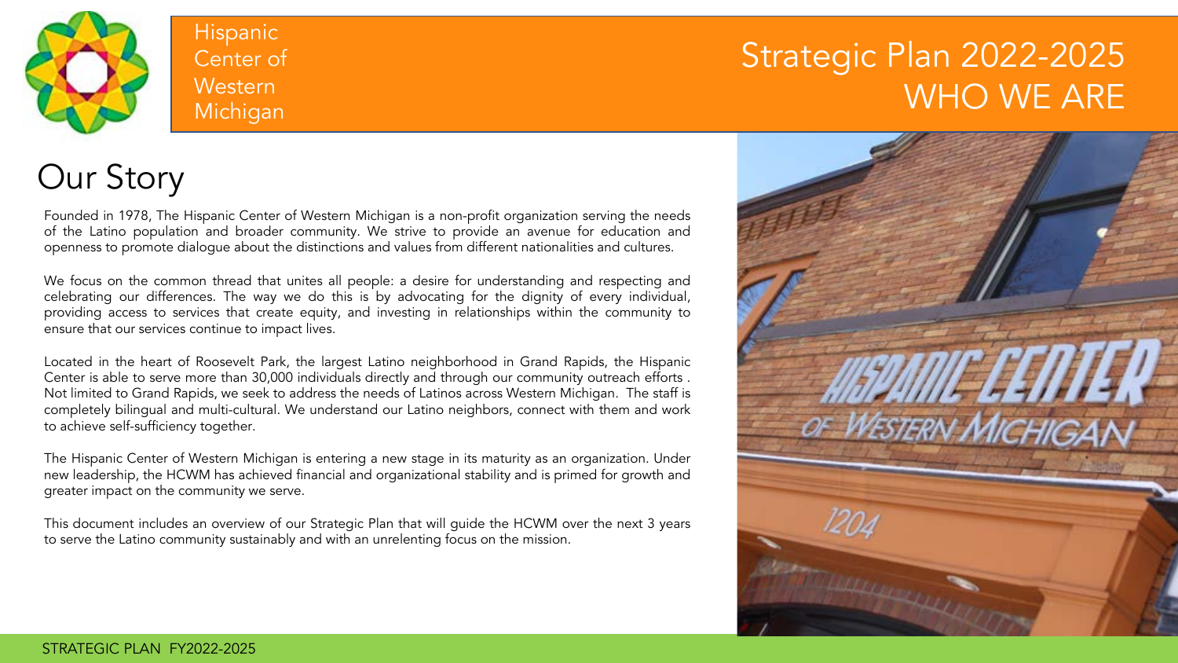Hispanic Center of Western Michigan

# Strategic Plan 2022-2025 WHO WE ARE

## Our Story

Founded in 1978, The Hispanic Center of Western Michigan is a non-profit organization serving the needs of the Latino population and broader community. We strive to provide an avenue for education and openness to promote dialogue about the distinctions and values from different nationalities and cultures.

We focus on the common thread that unites all people: a desire for understanding and respecting and celebrating our differences. The way we do this is by advocating for the dignity of every individual, providing access to services that create equity, and investing in relationships within the community to ensure that our services continue to impact lives.

Located in the heart of Roosevelt Park, the largest Latino neighborhood in Grand Rapids, the Hispanic Center is able to serve more than 30,000 individuals directly and through our community outreach efforts . Not limited to Grand Rapids, we seek to address the needs of Latinos across Western Michigan. The staff is completely bilingual and multi-cultural. We understand our Latino neighbors, connect with them and work to achieve self-sufficiency together.

The Hispanic Center of Western Michigan is entering a new stage in its maturity as an organization. Under new leadership, the HCWM has achieved financial and organizational stability and is primed for growth and greater impact on the community we serve.

This document includes an overview of our Strategic Plan that will guide the HCWM over the next 3 years to serve the Latino community sustainably and with an unrelenting focus on the mission.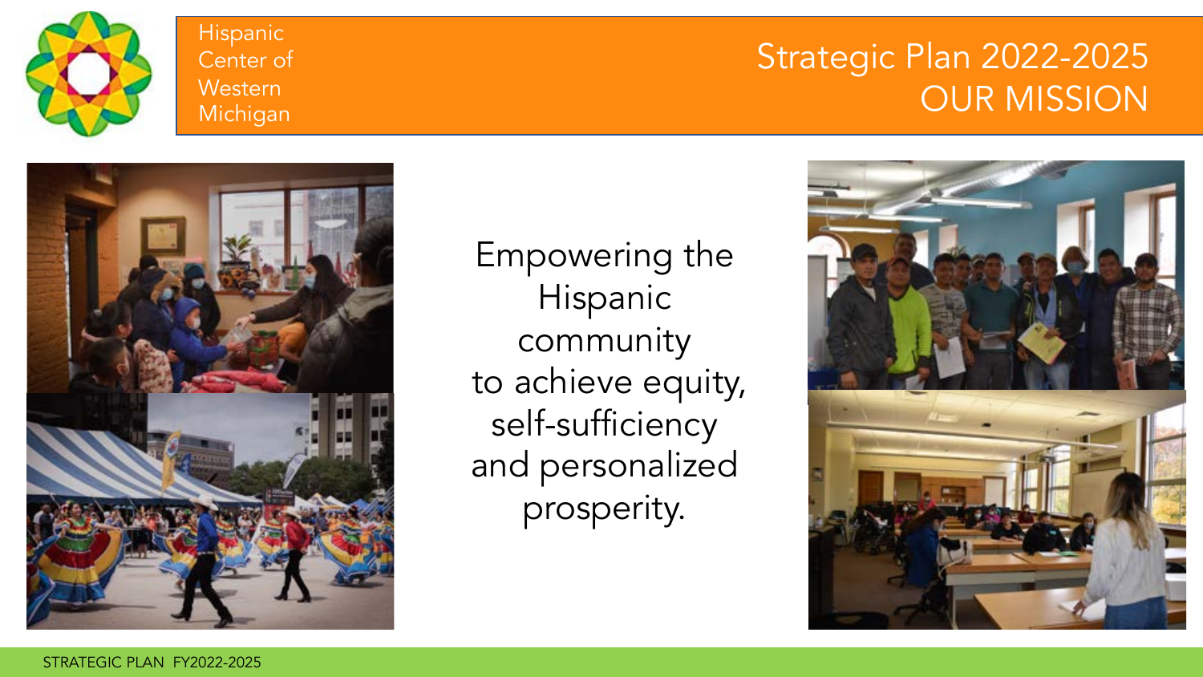Hispanic Center of Western Michigan

# Strategic Plan 2022-2025
## OUR MISSION

Empowering the Hispanic community to achieve equity, self-sufficiency and personalized prosperity.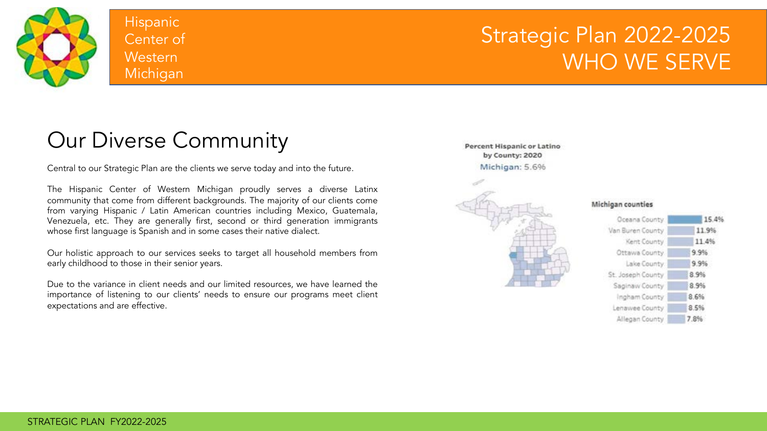# Strategic Plan 2022-2025 WHO WE SERVE

Hispanic Center of Western Michigan

## Our Diverse Community

Central to our Strategic Plan are the clients we serve today and into the future.

The Hispanic Center of Western Michigan proudly serves a diverse Latinx community that come from different backgrounds. The majority of our clients come from varying Hispanic / Latin American countries including Mexico, Guatemala, Venezuela, etc. They are generally first, second or third generation immigrants whose first language is Spanish and in some cases their native dialect.

Our holistic approach to our services seeks to target all household members from early childhood to those in their senior years.

Due to the variance in client needs and our limited resources, we have learned the importance of listening to our clients' needs to ensure our programs meet client expectations and are effective.

**Percent Hispanic or Latino by County: 2020**

Michigan: 5.6%

**Michigan counties**

| County | Percent |
| --- | --- |
| Oceana County | 15.4% |
| Van Buren County | 11.9% |
| Kent County | 11.4% |
| Ottawa County | 9.9% |
| Lake County | 9.9% |
| St. Joseph County | 8.9% |
| Saginaw County | 8.9% |
| Ingham County | 8.6% |
| Lenawee County | 8.5% |
| Allegan County | 7.8% |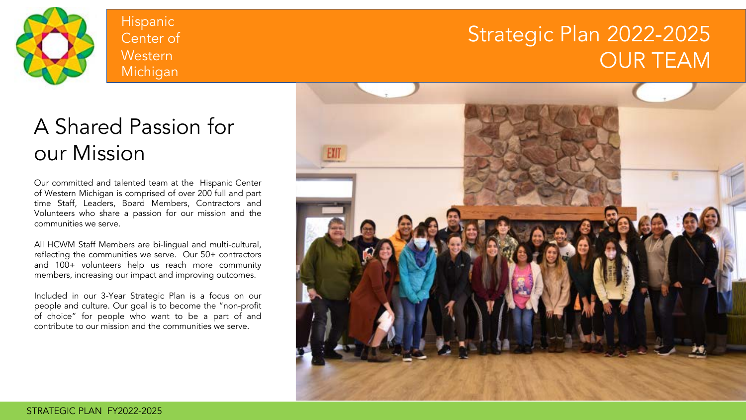Hispanic Center of Western Michigan

# Strategic Plan 2022-2025 OUR TEAM

## A Shared Passion for our Mission

Our committed and talented team at the Hispanic Center of Western Michigan is comprised of over 200 full and part time Staff, Leaders, Board Members, Contractors and Volunteers who share a passion for our mission and the communities we serve.

All HCWM Staff Members are bi-lingual and multi-cultural, reflecting the communities we serve. Our 50+ contractors and 100+ volunteers help us reach more community members, increasing our impact and improving outcomes.

Included in our 3-Year Strategic Plan is a focus on our people and culture. Our goal is to become the "non-profit of choice" for people who want to be a part of and contribute to our mission and the communities we serve.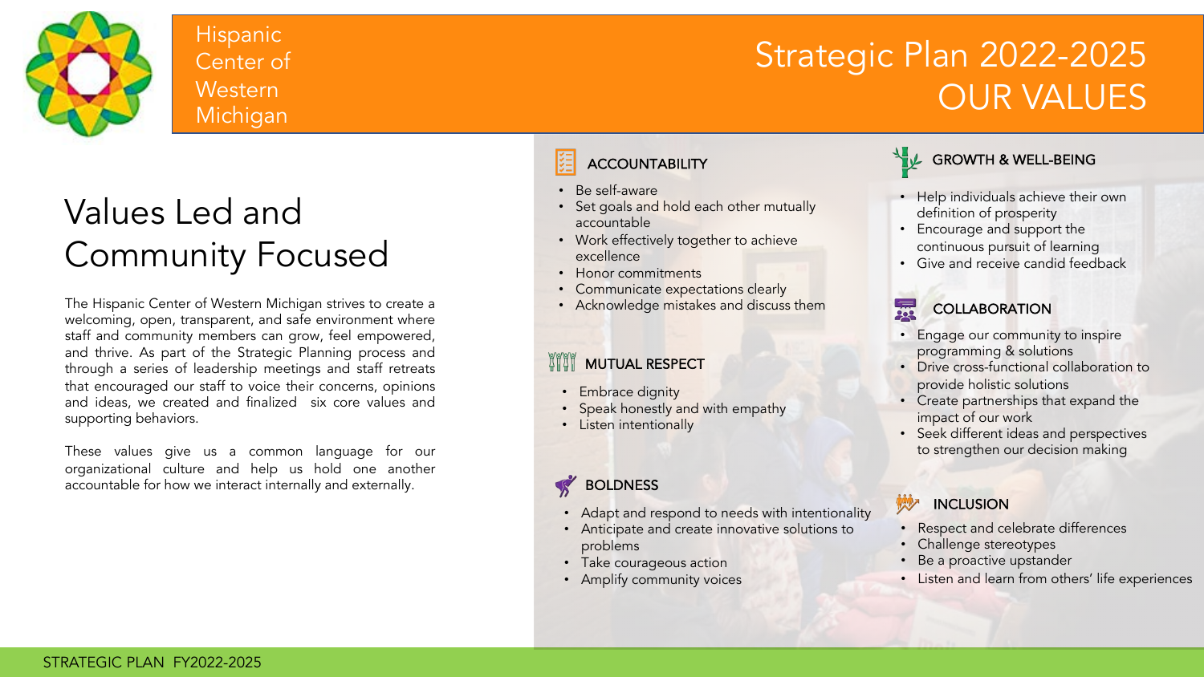Hispanic Center of Western Michigan

# Strategic Plan 2022-2025 OUR VALUES

## Values Led and Community Focused

The Hispanic Center of Western Michigan strives to create a welcoming, open, transparent, and safe environment where staff and community members can grow, feel empowered, and thrive. As part of the Strategic Planning process and through a series of leadership meetings and staff retreats that encouraged our staff to voice their concerns, opinions and ideas, we created and finalized six core values and supporting behaviors.

These values give us a common language for our organizational culture and help us hold one another accountable for how we interact internally and externally.

### ACCOUNTABILITY

- Be self-aware
- Set goals and hold each other mutually accountable
- Work effectively together to achieve excellence
- Honor commitments
- Communicate expectations clearly
- Acknowledge mistakes and discuss them

### MUTUAL RESPECT

- Embrace dignity
- Speak honestly and with empathy
- Listen intentionally

### BOLDNESS

- Adapt and respond to needs with intentionality
- Anticipate and create innovative solutions to problems
- Take courageous action
- Amplify community voices

### GROWTH & WELL-BEING

- Help individuals achieve their own definition of prosperity
- Encourage and support the continuous pursuit of learning
- Give and receive candid feedback

### COLLABORATION

- Engage our community to inspire programming & solutions
- Drive cross-functional collaboration to provide holistic solutions
- Create partnerships that expand the impact of our work
- Seek different ideas and perspectives to strengthen our decision making

### INCLUSION

- Respect and celebrate differences
- Challenge stereotypes
- Be a proactive upstander
- Listen and learn from others' life experiences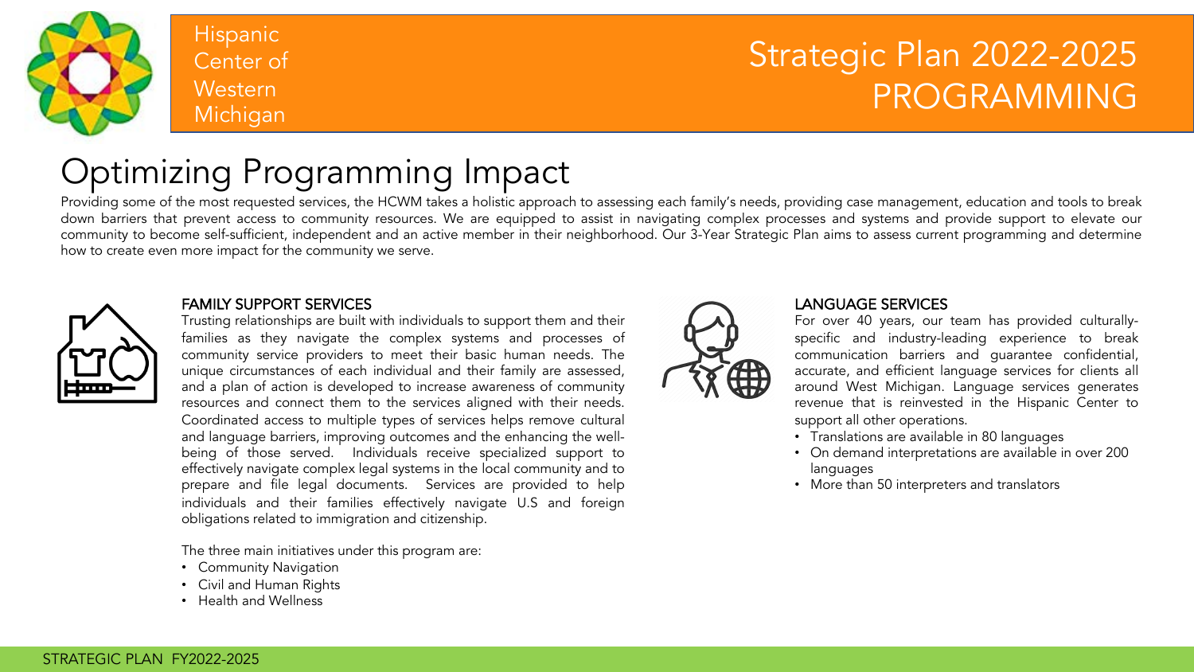Hispanic Center of Western Michigan

# Strategic Plan 2022-2025 PROGRAMMING

## Optimizing Programming Impact

Providing some of the most requested services, the HCWM takes a holistic approach to assessing each family's needs, providing case management, education and tools to break down barriers that prevent access to community resources. We are equipped to assist in navigating complex processes and systems and provide support to elevate our community to become self-sufficient, independent and an active member in their neighborhood. Our 3-Year Strategic Plan aims to assess current programming and determine how to create even more impact for the community we serve.

### FAMILY SUPPORT SERVICES

Trusting relationships are built with individuals to support them and their families as they navigate the complex systems and processes of community service providers to meet their basic human needs. The unique circumstances of each individual and their family are assessed, and a plan of action is developed to increase awareness of community resources and connect them to the services aligned with their needs. Coordinated access to multiple types of services helps remove cultural and language barriers, improving outcomes and the enhancing the well-being of those served. Individuals receive specialized support to effectively navigate complex legal systems in the local community and to prepare and file legal documents. Services are provided to help individuals and their families effectively navigate U.S and foreign obligations related to immigration and citizenship.

The three main initiatives under this program are:

- Community Navigation
- Civil and Human Rights
- Health and Wellness

### LANGUAGE SERVICES

For over 40 years, our team has provided culturally-specific and industry-leading experience to break communication barriers and guarantee confidential, accurate, and efficient language services for clients all around West Michigan. Language services generates revenue that is reinvested in the Hispanic Center to support all other operations.

- Translations are available in 80 languages
- On demand interpretations are available in over 200 languages
- More than 50 interpreters and translators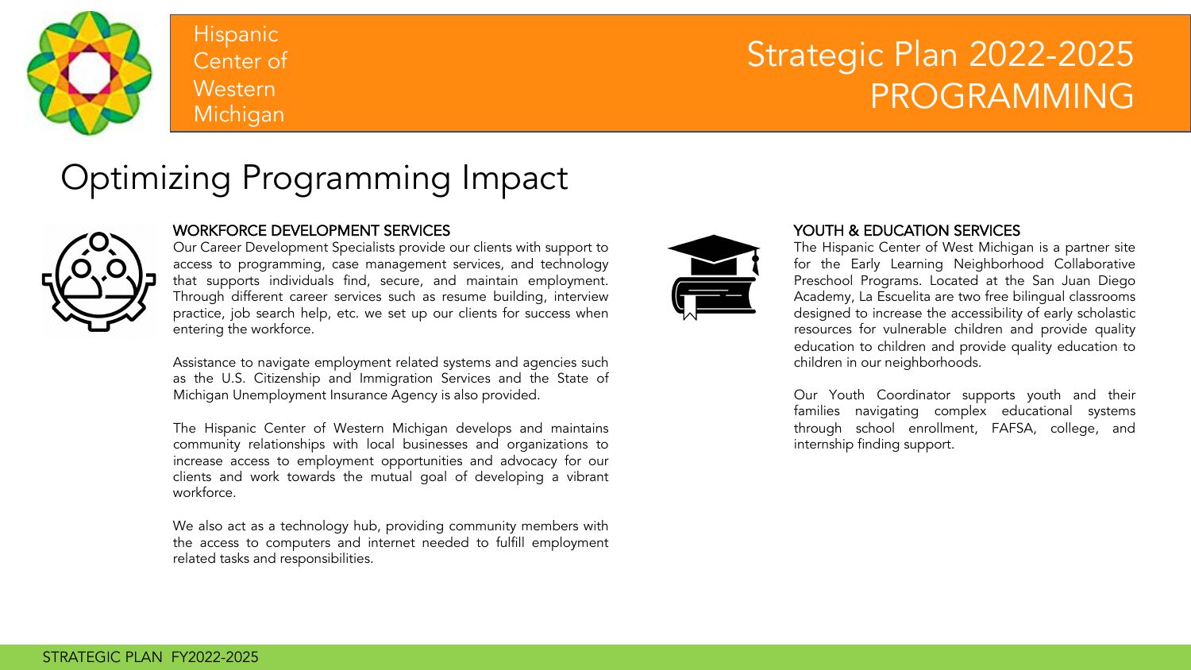Hispanic Center of Western Michigan

# Strategic Plan 2022-2025 PROGRAMMING

## Optimizing Programming Impact

### WORKFORCE DEVELOPMENT SERVICES

Our Career Development Specialists provide our clients with support to access to programming, case management services, and technology that supports individuals find, secure, and maintain employment. Through different career services such as resume building, interview practice, job search help, etc. we set up our clients for success when entering the workforce.

Assistance to navigate employment related systems and agencies such as the U.S. Citizenship and Immigration Services and the State of Michigan Unemployment Insurance Agency is also provided.

The Hispanic Center of Western Michigan develops and maintains community relationships with local businesses and organizations to increase access to employment opportunities and advocacy for our clients and work towards the mutual goal of developing a vibrant workforce.

We also act as a technology hub, providing community members with the access to computers and internet needed to fulfill employment related tasks and responsibilities.

### YOUTH & EDUCATION SERVICES

The Hispanic Center of West Michigan is a partner site for the Early Learning Neighborhood Collaborative Preschool Programs. Located at the San Juan Diego Academy, La Escuelita are two free bilingual classrooms designed to increase the accessibility of early scholastic resources for vulnerable children and provide quality education to children and provide quality education to children in our neighborhoods.

Our Youth Coordinator supports youth and their families navigating complex educational systems through school enrollment, FAFSA, college, and internship finding support.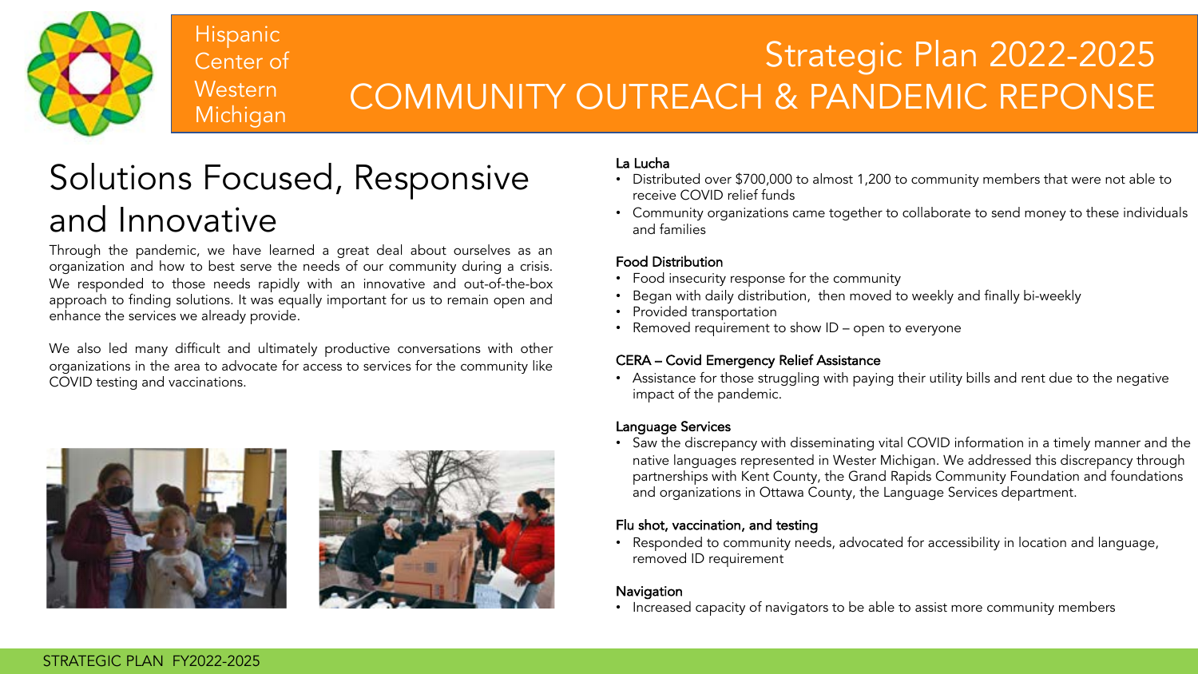Hispanic Center of Western Michigan

# Strategic Plan 2022-2025
# COMMUNITY OUTREACH & PANDEMIC REPONSE

## Solutions Focused, Responsive and Innovative

Through the pandemic, we have learned a great deal about ourselves as an organization and how to best serve the needs of our community during a crisis. We responded to those needs rapidly with an innovative and out-of-the-box approach to finding solutions. It was equally important for us to remain open and enhance the services we already provide.

We also led many difficult and ultimately productive conversations with other organizations in the area to advocate for access to services for the community like COVID testing and vaccinations.

**La Lucha**

- Distributed over $700,000 to almost 1,200 to community members that were not able to receive COVID relief funds
- Community organizations came together to collaborate to send money to these individuals and families

**Food Distribution**

- Food insecurity response for the community
- Began with daily distribution, then moved to weekly and finally bi-weekly
- Provided transportation
- Removed requirement to show ID – open to everyone

**CERA – Covid Emergency Relief Assistance**

- Assistance for those struggling with paying their utility bills and rent due to the negative impact of the pandemic.

**Language Services**

- Saw the discrepancy with disseminating vital COVID information in a timely manner and the native languages represented in Wester Michigan. We addressed this discrepancy through partnerships with Kent County, the Grand Rapids Community Foundation and foundations and organizations in Ottawa County, the Language Services department.

**Flu shot, vaccination, and testing**

- Responded to community needs, advocated for accessibility in location and language, removed ID requirement

**Navigation**

- Increased capacity of navigators to be able to assist more community members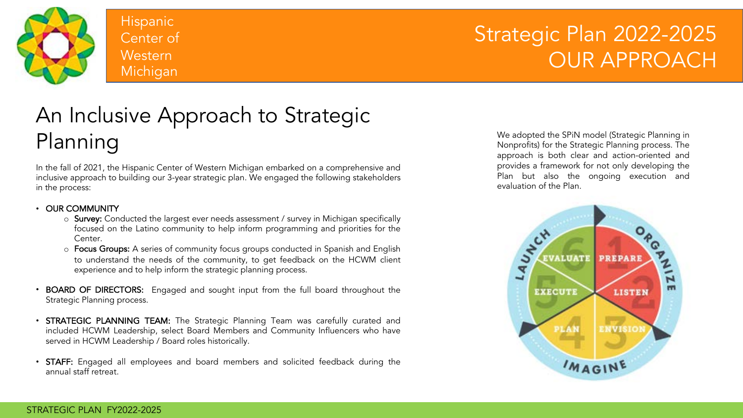Hispanic Center of Western Michigan

# Strategic Plan 2022-2025 OUR APPROACH

## An Inclusive Approach to Strategic Planning

In the fall of 2021, the Hispanic Center of Western Michigan embarked on a comprehensive and inclusive approach to building our 3-year strategic plan. We engaged the following stakeholders in the process:

- **OUR COMMUNITY**
  - **Survey:** Conducted the largest ever needs assessment / survey in Michigan specifically focused on the Latino community to help inform programming and priorities for the Center.
  - **Focus Groups:** A series of community focus groups conducted in Spanish and English to understand the needs of the community, to get feedback on the HCWM client experience and to help inform the strategic planning process.
- **BOARD OF DIRECTORS:** Engaged and sought input from the full board throughout the Strategic Planning process.
- **STRATEGIC PLANNING TEAM:** The Strategic Planning Team was carefully curated and included HCWM Leadership, select Board Members and Community Influencers who have served in HCWM Leadership / Board roles historically.
- **STAFF:** Engaged all employees and board members and solicited feedback during the annual staff retreat.

We adopted the SPiN model (Strategic Planning in Nonprofits) for the Strategic Planning process. The approach is both clear and action-oriented and provides a framework for not only developing the Plan but also the ongoing execution and evaluation of the Plan.

ORGANIZE: 1 PREPARE, 2 LISTEN
IMAGINE: 3 ENVISION, 4 PLAN
LAUNCH: 5 EXECUTE, 6 EVALUATE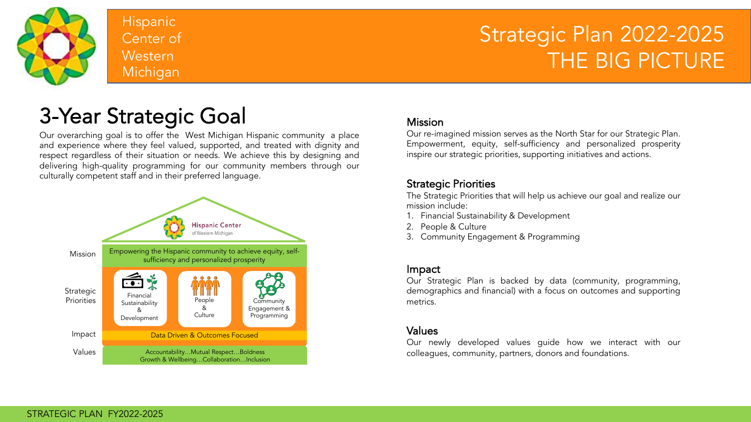Hispanic Center of Western Michigan

# Strategic Plan 2022-2025 THE BIG PICTURE

## 3-Year Strategic Goal

Our overarching goal is to offer the West Michigan Hispanic community a place and experience where they feel valued, supported, and treated with dignity and respect regardless of their situation or needs. We achieve this by designing and delivering high-quality programming for our community members through our culturally competent staff and in their preferred language.

**Hispanic Center** of Western Michigan

| | |
|---|---|
| Mission | Empowering the Hispanic community to achieve equity, self-sufficiency and personalized prosperity |
| Strategic Priorities | Financial Sustainability & Development; People & Culture; Community Engagement & Programming |
| Impact | Data Driven & Outcomes Focused |
| Values | Accountability…Mutual Respect…Boldness Growth & Wellbeing…Collaboration…Inclusion |

### Mission

Our re-imagined mission serves as the North Star for our Strategic Plan. Empowerment, equity, self-sufficiency and personalized prosperity inspire our strategic priorities, supporting initiatives and actions.

### Strategic Priorities

The Strategic Priorities that will help us achieve our goal and realize our mission include:

1. Financial Sustainability & Development
2. People & Culture
3. Community Engagement & Programming

### Impact

Our Strategic Plan is backed by data (community, programming, demographics and financial) with a focus on outcomes and supporting metrics.

### Values

Our newly developed values guide how we interact with our colleagues, community, partners, donors and foundations.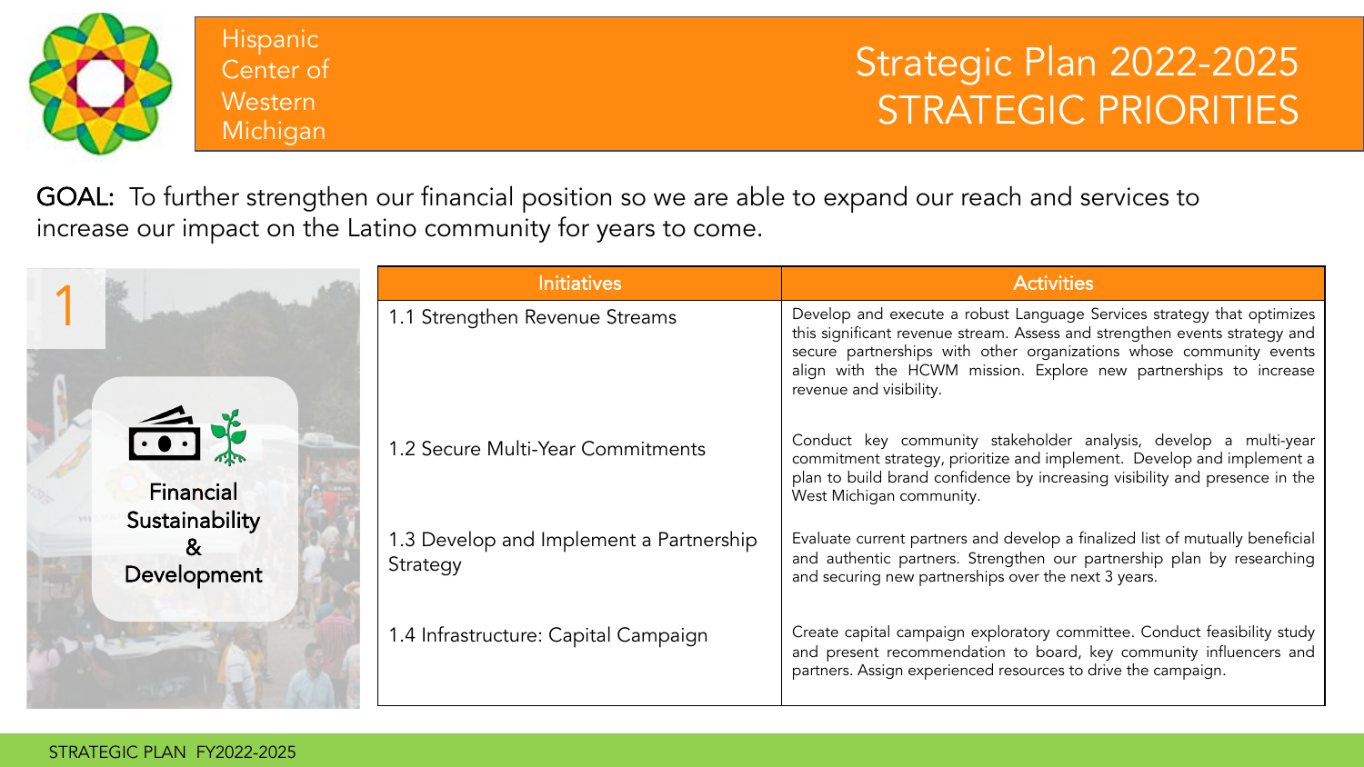Hispanic Center of Western Michigan

# Strategic Plan 2022-2025
# STRATEGIC PRIORITIES

**GOAL:** To further strengthen our financial position so we are able to expand our reach and services to increase our impact on the Latino community for years to come.

## 1 Financial Sustainability & Development

| Initiatives | Activities |
|---|---|
| 1.1 Strengthen Revenue Streams | Develop and execute a robust Language Services strategy that optimizes this significant revenue stream. Assess and strengthen events strategy and secure partnerships with other organizations whose community events align with the HCWM mission. Explore new partnerships to increase revenue and visibility. |
| 1.2 Secure Multi-Year Commitments | Conduct key community stakeholder analysis, develop a multi-year commitment strategy, prioritize and implement. Develop and implement a plan to build brand confidence by increasing visibility and presence in the West Michigan community. |
| 1.3 Develop and Implement a Partnership Strategy | Evaluate current partners and develop a finalized list of mutually beneficial and authentic partners. Strengthen our partnership plan by researching and securing new partnerships over the next 3 years. |
| 1.4 Infrastructure: Capital Campaign | Create capital campaign exploratory committee. Conduct feasibility study and present recommendation to board, key community influencers and partners. Assign experienced resources to drive the campaign. |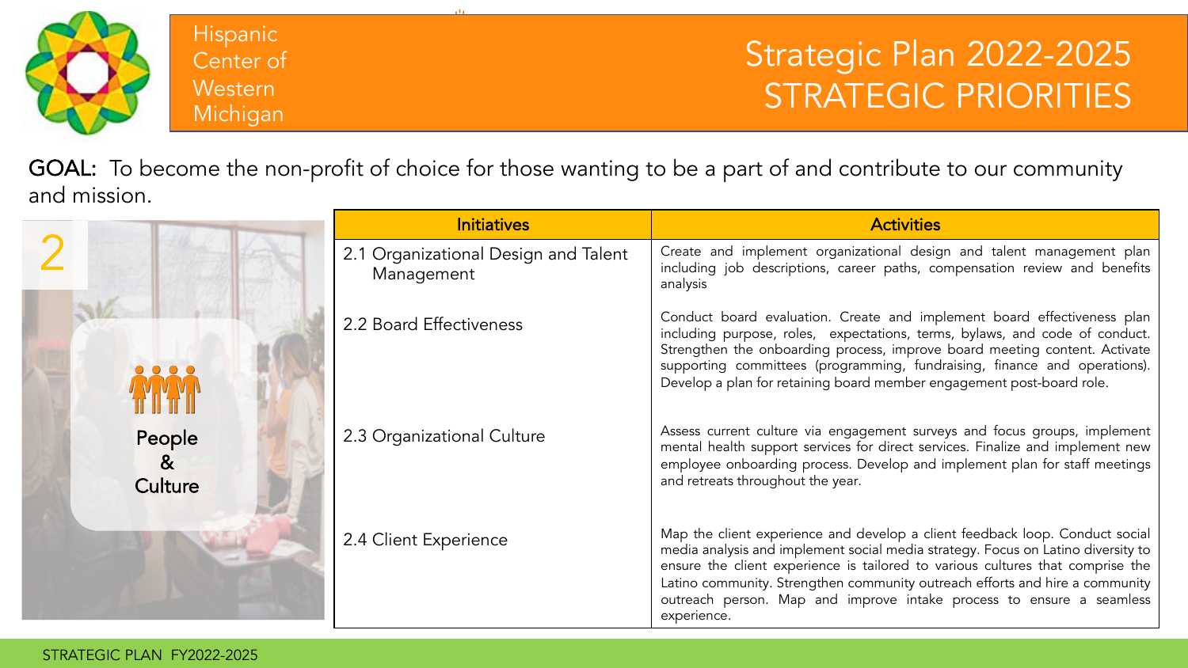Hispanic Center of Western Michigan

# Strategic Plan 2022-2025
## STRATEGIC PRIORITIES

**GOAL:** To become the non-profit of choice for those wanting to be a part of and contribute to our community and mission.

### 2 People & Culture

| Initiatives | Activities |
|---|---|
| 2.1 Organizational Design and Talent Management | Create and implement organizational design and talent management plan including job descriptions, career paths, compensation review and benefits analysis |
| 2.2 Board Effectiveness | Conduct board evaluation. Create and implement board effectiveness plan including purpose, roles, expectations, terms, bylaws, and code of conduct. Strengthen the onboarding process, improve board meeting content. Activate supporting committees (programming, fundraising, finance and operations). Develop a plan for retaining board member engagement post-board role. |
| 2.3 Organizational Culture | Assess current culture via engagement surveys and focus groups, implement mental health support services for direct services. Finalize and implement new employee onboarding process. Develop and implement plan for staff meetings and retreats throughout the year. |
| 2.4 Client Experience | Map the client experience and develop a client feedback loop. Conduct social media analysis and implement social media strategy. Focus on Latino diversity to ensure the client experience is tailored to various cultures that comprise the Latino community. Strengthen community outreach efforts and hire a community outreach person. Map and improve intake process to ensure a seamless experience. |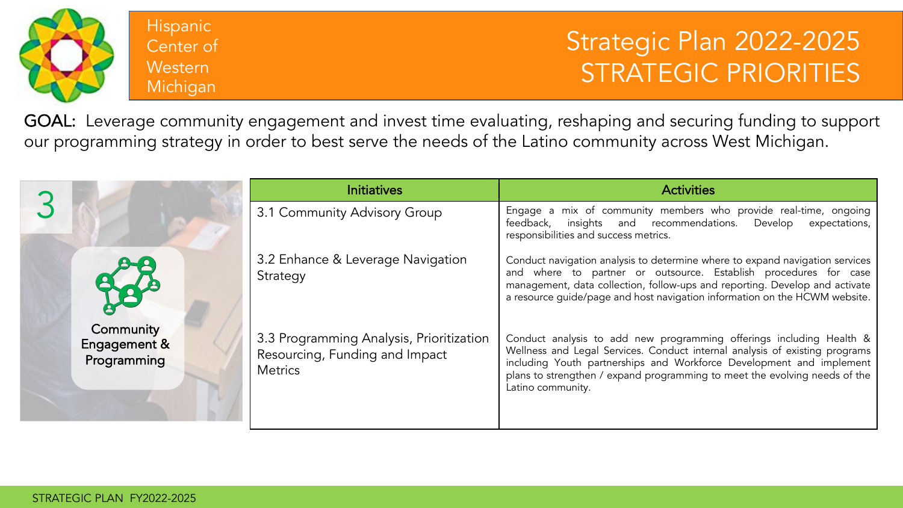Hispanic Center of Western Michigan

# Strategic Plan 2022-2025 STRATEGIC PRIORITIES

**GOAL:** Leverage community engagement and invest time evaluating, reshaping and securing funding to support our programming strategy in order to best serve the needs of the Latino community across West Michigan.

## 3 Community Engagement & Programming

| Initiatives | Activities |
|---|---|
| 3.1 Community Advisory Group | Engage a mix of community members who provide real-time, ongoing feedback, insights and recommendations. Develop expectations, responsibilities and success metrics. |
| 3.2 Enhance & Leverage Navigation Strategy | Conduct navigation analysis to determine where to expand navigation services and where to partner or outsource. Establish procedures for case management, data collection, follow-ups and reporting. Develop and activate a resource guide/page and host navigation information on the HCWM website. |
| 3.3 Programming Analysis, Prioritization Resourcing, Funding and Impact Metrics | Conduct analysis to add new programming offerings including Health & Wellness and Legal Services. Conduct internal analysis of existing programs including Youth partnerships and Workforce Development and implement plans to strengthen / expand programming to meet the evolving needs of the Latino community. |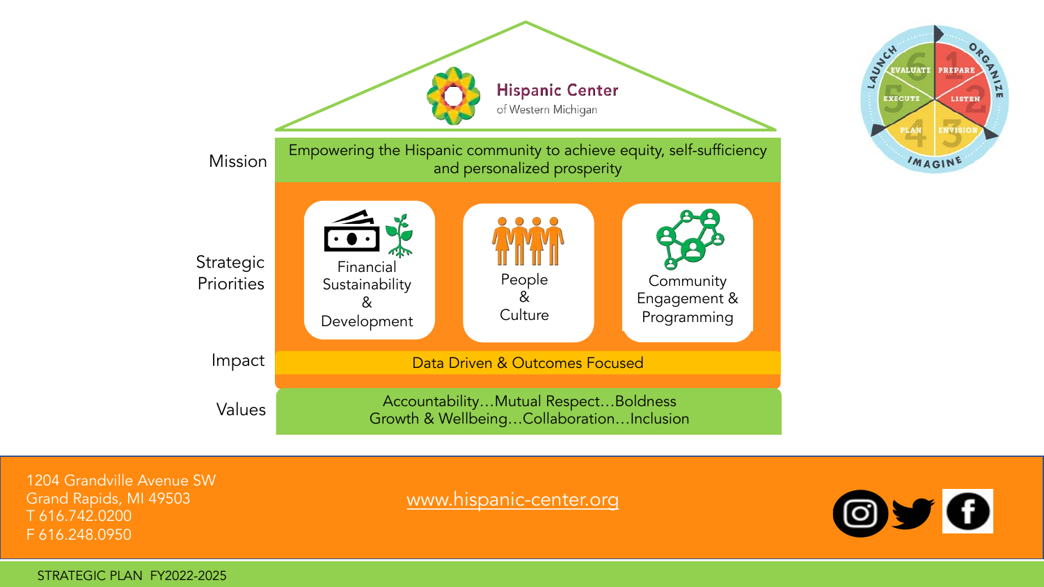# Hispanic Center
of Western Michigan

**Mission**

Empowering the Hispanic community to achieve equity, self-sufficiency and personalized prosperity

**Strategic Priorities**

- Financial Sustainability & Development
- People & Culture
- Community Engagement & Programming

**Impact**

Data Driven & Outcomes Focused

**Values**

Accountability…Mutual Respect…Boldness
Growth & Wellbeing…Collaboration…Inclusion

LAUNCH
ORGANIZE
IMAGINE
1 PREPARE
2 LISTEN
3 ENVISION
4 PLAN
5 EXECUTE
6 EVALUATE

1204 Grandville Avenue SW
Grand Rapids, MI 49503
T 616.742.0200
F 616.248.0950

www.hispanic-center.org

STRATEGIC PLAN FY2022-2025